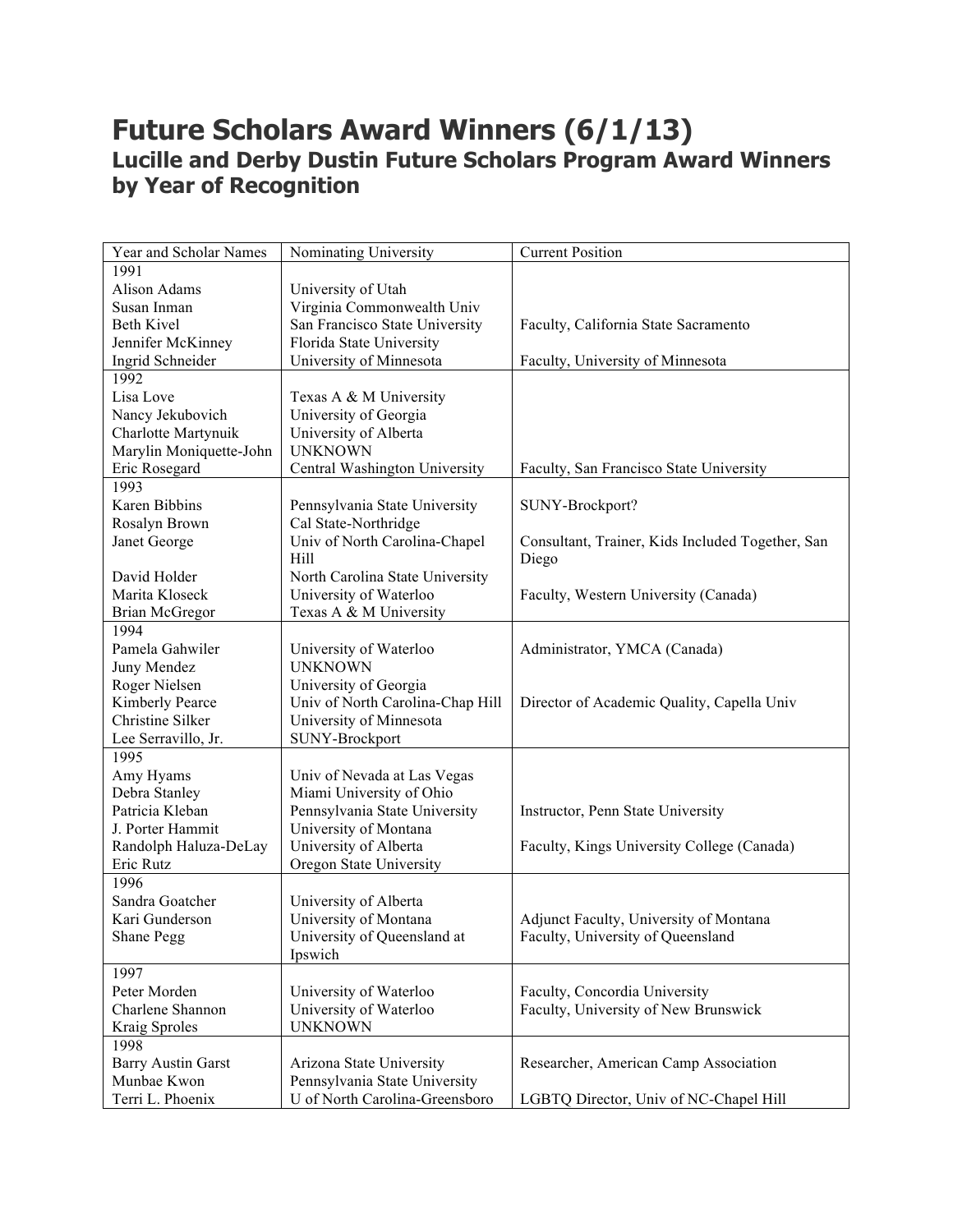# Future Scholars Award Winners (6/1/13)

## Lucille and Derby Dustin Future Scholars Program Award Winners by Year of Recognition

| Year and Scholar Names | Nominating University | Current Position |
|---|---|---|
| 1991 | | |
| Alison Adams | University of Utah | |
| Susan Inman | Virginia Commonwealth Univ | |
| Beth Kivel | San Francisco State University | Faculty, California State Sacramento |
| Jennifer McKinney | Florida State University | |
| Ingrid Schneider | University of Minnesota | Faculty, University of Minnesota |
| 1992 | | |
| Lisa Love | Texas A & M University | |
| Nancy Jekubovich | University of Georgia | |
| Charlotte Martynuik | University of Alberta | |
| Marylin Moniquette-John | UNKNOWN | |
| Eric Rosegard | Central Washington University | Faculty, San Francisco State University |
| 1993 | | |
| Karen Bibbins | Pennsylvania State University | SUNY-Brockport? |
| Rosalyn Brown | Cal State-Northridge | |
| Janet George | Univ of North Carolina-Chapel Hill | Consultant, Trainer, Kids Included Together, San Diego |
| David Holder | North Carolina State University | |
| Marita Kloseck | University of Waterloo | Faculty, Western University (Canada) |
| Brian McGregor | Texas A & M University | |
| 1994 | | |
| Pamela Gahwiler | University of Waterloo | Administrator, YMCA (Canada) |
| Juny Mendez | UNKNOWN | |
| Roger Nielsen | University of Georgia | |
| Kimberly Pearce | Univ of North Carolina-Chap Hill | Director of Academic Quality, Capella Univ |
| Christine Silker | University of Minnesota | |
| Lee Serravillo, Jr. | SUNY-Brockport | |
| 1995 | | |
| Amy Hyams | Univ of Nevada at Las Vegas | |
| Debra Stanley | Miami University of Ohio | |
| Patricia Kleban | Pennsylvania State University | Instructor, Penn State University |
| J. Porter Hammit | University of Montana | |
| Randolph Haluza-DeLay | University of Alberta | Faculty, Kings University College (Canada) |
| Eric Rutz | Oregon State University | |
| 1996 | | |
| Sandra Goatcher | University of Alberta | |
| Kari Gunderson | University of Montana | Adjunct Faculty, University of Montana |
| Shane Pegg | University of Queensland at Ipswich | Faculty, University of Queensland |
| 1997 | | |
| Peter Morden | University of Waterloo | Faculty, Concordia University |
| Charlene Shannon | University of Waterloo | Faculty, University of New Brunswick |
| Kraig Sproles | UNKNOWN | |
| 1998 | | |
| Barry Austin Garst | Arizona State University | Researcher, American Camp Association |
| Munbae Kwon | Pennsylvania State University | |
| Terri L. Phoenix | U of North Carolina-Greensboro | LGBTQ Director, Univ of NC-Chapel Hill |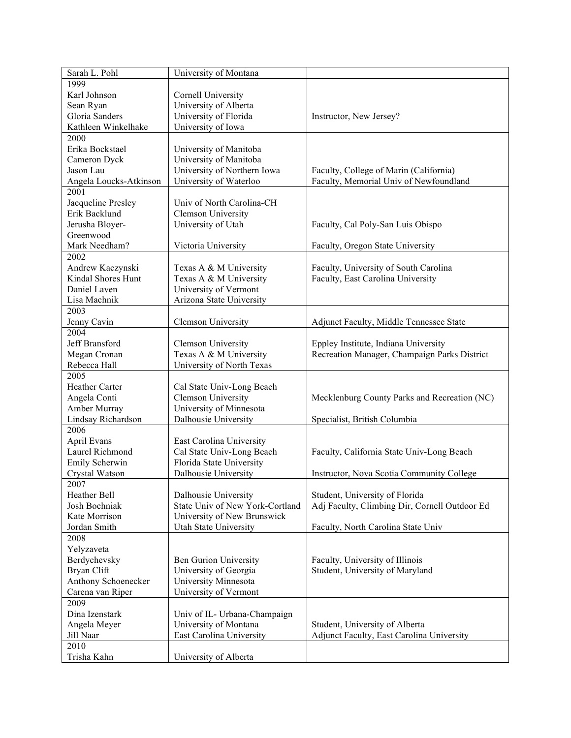| | | |
|---|---|---|
| Sarah L. Pohl | University of Montana | |
| 1999 | | |
| Karl Johnson | Cornell University | |
| Sean Ryan | University of Alberta | |
| Gloria Sanders | University of Florida | Instructor, New Jersey? |
| Kathleen Winkelhake | University of Iowa | |
| 2000 | | |
| Erika Bockstael | University of Manitoba | |
| Cameron Dyck | University of Manitoba | |
| Jason Lau | University of Northern Iowa | Faculty, College of Marin (California) |
| Angela Loucks-Atkinson | University of Waterloo | Faculty, Memorial Univ of Newfoundland |
| 2001 | | |
| Jacqueline Presley | Univ of North Carolina-CH | |
| Erik Backlund | Clemson University | |
| Jerusha Bloyer-Greenwood | University of Utah | Faculty, Cal Poly-San Luis Obispo |
| Mark Needham? | Victoria University | Faculty, Oregon State University |
| 2002 | | |
| Andrew Kaczynski | Texas A & M University | Faculty, University of South Carolina |
| Kindal Shores Hunt | Texas A & M University | Faculty, East Carolina University |
| Daniel Laven | University of Vermont | |
| Lisa Machnik | Arizona State University | |
| 2003 | | |
| Jenny Cavin | Clemson University | Adjunct Faculty, Middle Tennessee State |
| 2004 | | |
| Jeff Bransford | Clemson University | Eppley Institute, Indiana University |
| Megan Cronan | Texas A & M University | Recreation Manager, Champaign Parks District |
| Rebecca Hall | University of North Texas | |
| 2005 | | |
| Heather Carter | Cal State Univ-Long Beach | |
| Angela Conti | Clemson University | Mecklenburg County Parks and Recreation (NC) |
| Amber Murray | University of Minnesota | |
| Lindsay Richardson | Dalhousie University | Specialist, British Columbia |
| 2006 | | |
| April Evans | East Carolina University | |
| Laurel Richmond | Cal State Univ-Long Beach | Faculty, California State Univ-Long Beach |
| Emily Scherwin | Florida State University | |
| Crystal Watson | Dalhousie University | Instructor, Nova Scotia Community College |
| 2007 | | |
| Heather Bell | Dalhousie University | Student, University of Florida |
| Josh Bochniak | State Univ of New York-Cortland | Adj Faculty, Climbing Dir, Cornell Outdoor Ed |
| Kate Morrison | University of New Brunswick | |
| Jordan Smith | Utah State University | Faculty, North Carolina State Univ |
| 2008 | | |
| Yelyzaveta Berdychevsky | Ben Gurion University | Faculty, University of Illinois |
| Bryan Clift | University of Georgia | Student, University of Maryland |
| Anthony Schoenecker | University Minnesota | |
| Carena van Riper | University of Vermont | |
| 2009 | | |
| Dina Izenstark | Univ of IL- Urbana-Champaign | |
| Angela Meyer | University of Montana | Student, University of Alberta |
| Jill Naar | East Carolina University | Adjunct Faculty, East Carolina University |
| 2010 | | |
| Trisha Kahn | University of Alberta | |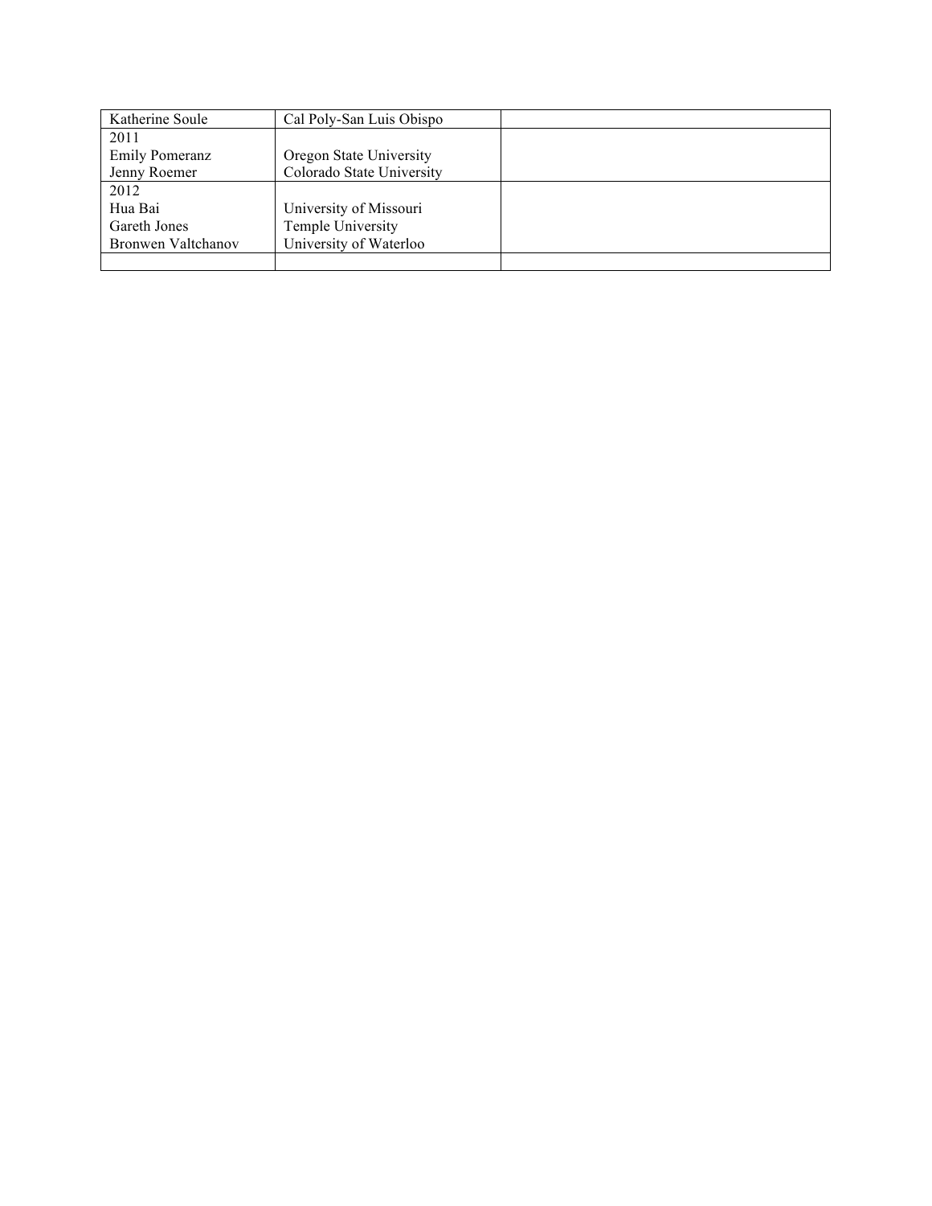| | | |
|---|---|---|
| Katherine Soule | Cal Poly-San Luis Obispo | |
| 2011<br>Emily Pomeranz<br>Jenny Roemer | <br>Oregon State University<br>Colorado State University | |
| 2012<br>Hua Bai<br>Gareth Jones<br>Bronwen Valtchanov | <br>University of Missouri<br>Temple University<br>University of Waterloo | |
| | | |